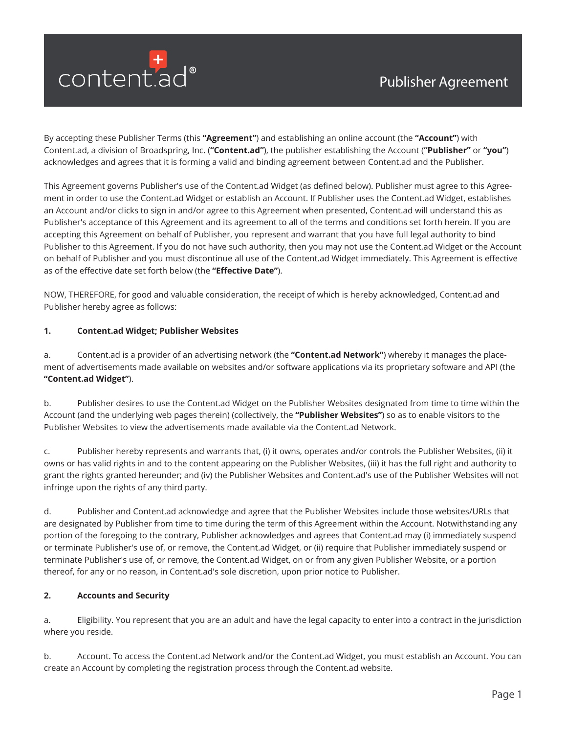# content.ad® Publisher Agreement

By accepting these Publisher Terms (this **"Agreement"**) and establishing an online account (the **"Account"**) with Content.ad, a division of Broadspring, Inc. (**"Content.ad"**), the publisher establishing the Account (**"Publisher"** or **"you"**) acknowledges and agrees that it is forming a valid and binding agreement between Content.ad and the Publisher.

This Agreement governs Publisher's use of the Content.ad Widget (as defined below). Publisher must agree to this Agreement in order to use the Content.ad Widget or establish an Account. If Publisher uses the Content.ad Widget, establishes an Account and/or clicks to sign in and/or agree to this Agreement when presented, Content.ad will understand this as Publisher's acceptance of this Agreement and its agreement to all of the terms and conditions set forth herein. If you are accepting this Agreement on behalf of Publisher, you represent and warrant that you have full legal authority to bind Publisher to this Agreement. If you do not have such authority, then you may not use the Content.ad Widget or the Account on behalf of Publisher and you must discontinue all use of the Content.ad Widget immediately. This Agreement is effective as of the effective date set forth below (the **"Effective Date"**).

NOW, THEREFORE, for good and valuable consideration, the receipt of which is hereby acknowledged, Content.ad and Publisher hereby agree as follows:

**1. Content.ad Widget; Publisher Websites**

a. Content.ad is a provider of an advertising network (the **"Content.ad Network"**) whereby it manages the placement of advertisements made available on websites and/or software applications via its proprietary software and API (the **"Content.ad Widget"**).

b. Publisher desires to use the Content.ad Widget on the Publisher Websites designated from time to time within the Account (and the underlying web pages therein) (collectively, the **"Publisher Websites"**) so as to enable visitors to the Publisher Websites to view the advertisements made available via the Content.ad Network.

c. Publisher hereby represents and warrants that, (i) it owns, operates and/or controls the Publisher Websites, (ii) it owns or has valid rights in and to the content appearing on the Publisher Websites, (iii) it has the full right and authority to grant the rights granted hereunder; and (iv) the Publisher Websites and Content.ad's use of the Publisher Websites will not infringe upon the rights of any third party.

d. Publisher and Content.ad acknowledge and agree that the Publisher Websites include those websites/URLs that are designated by Publisher from time to time during the term of this Agreement within the Account. Notwithstanding any portion of the foregoing to the contrary, Publisher acknowledges and agrees that Content.ad may (i) immediately suspend or terminate Publisher's use of, or remove, the Content.ad Widget, or (ii) require that Publisher immediately suspend or terminate Publisher's use of, or remove, the Content.ad Widget, on or from any given Publisher Website, or a portion thereof, for any or no reason, in Content.ad's sole discretion, upon prior notice to Publisher.

**2. Accounts and Security**

a. Eligibility. You represent that you are an adult and have the legal capacity to enter into a contract in the jurisdiction where you reside.

b. Account. To access the Content.ad Network and/or the Content.ad Widget, you must establish an Account. You can create an Account by completing the registration process through the Content.ad website.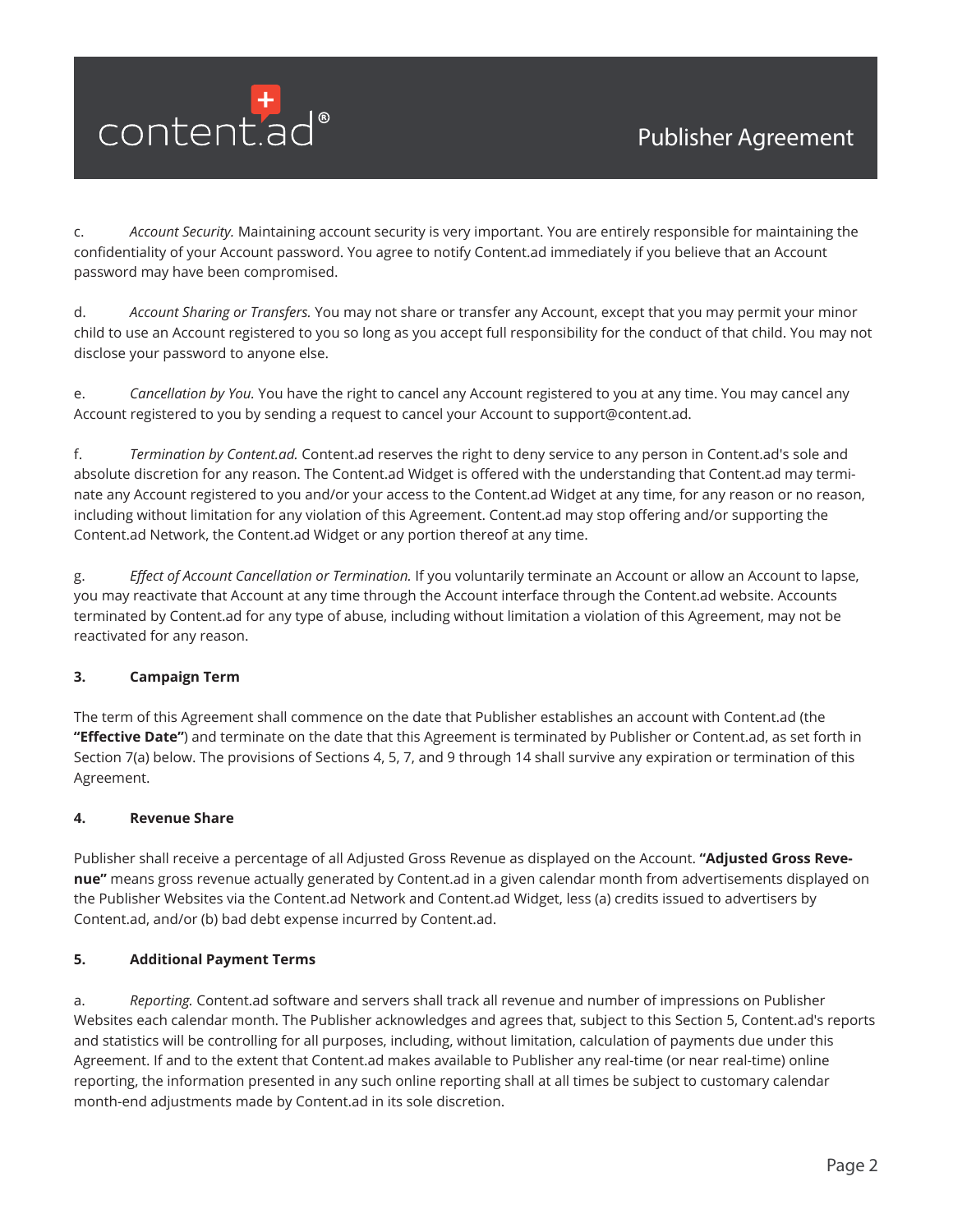c. *Account Security.* Maintaining account security is very important. You are entirely responsible for maintaining the confidentiality of your Account password. You agree to notify Content.ad immediately if you believe that an Account password may have been compromised.

d. *Account Sharing or Transfers.* You may not share or transfer any Account, except that you may permit your minor child to use an Account registered to you so long as you accept full responsibility for the conduct of that child. You may not disclose your password to anyone else.

e. *Cancellation by You.* You have the right to cancel any Account registered to you at any time. You may cancel any Account registered to you by sending a request to cancel your Account to support@content.ad.

f. *Termination by Content.ad.* Content.ad reserves the right to deny service to any person in Content.ad's sole and absolute discretion for any reason. The Content.ad Widget is offered with the understanding that Content.ad may terminate any Account registered to you and/or your access to the Content.ad Widget at any time, for any reason or no reason, including without limitation for any violation of this Agreement. Content.ad may stop offering and/or supporting the Content.ad Network, the Content.ad Widget or any portion thereof at any time.

g. *Effect of Account Cancellation or Termination.* If you voluntarily terminate an Account or allow an Account to lapse, you may reactivate that Account at any time through the Account interface through the Content.ad website. Accounts terminated by Content.ad for any type of abuse, including without limitation a violation of this Agreement, may not be reactivated for any reason.

## 3. Campaign Term

The term of this Agreement shall commence on the date that Publisher establishes an account with Content.ad (the **"Effective Date"**) and terminate on the date that this Agreement is terminated by Publisher or Content.ad, as set forth in Section 7(a) below. The provisions of Sections 4, 5, 7, and 9 through 14 shall survive any expiration or termination of this Agreement.

## 4. Revenue Share

Publisher shall receive a percentage of all Adjusted Gross Revenue as displayed on the Account. **"Adjusted Gross Revenue"** means gross revenue actually generated by Content.ad in a given calendar month from advertisements displayed on the Publisher Websites via the Content.ad Network and Content.ad Widget, less (a) credits issued to advertisers by Content.ad, and/or (b) bad debt expense incurred by Content.ad.

## 5. Additional Payment Terms

a. *Reporting.* Content.ad software and servers shall track all revenue and number of impressions on Publisher Websites each calendar month. The Publisher acknowledges and agrees that, subject to this Section 5, Content.ad's reports and statistics will be controlling for all purposes, including, without limitation, calculation of payments due under this Agreement. If and to the extent that Content.ad makes available to Publisher any real-time (or near real-time) online reporting, the information presented in any such online reporting shall at all times be subject to customary calendar month-end adjustments made by Content.ad in its sole discretion.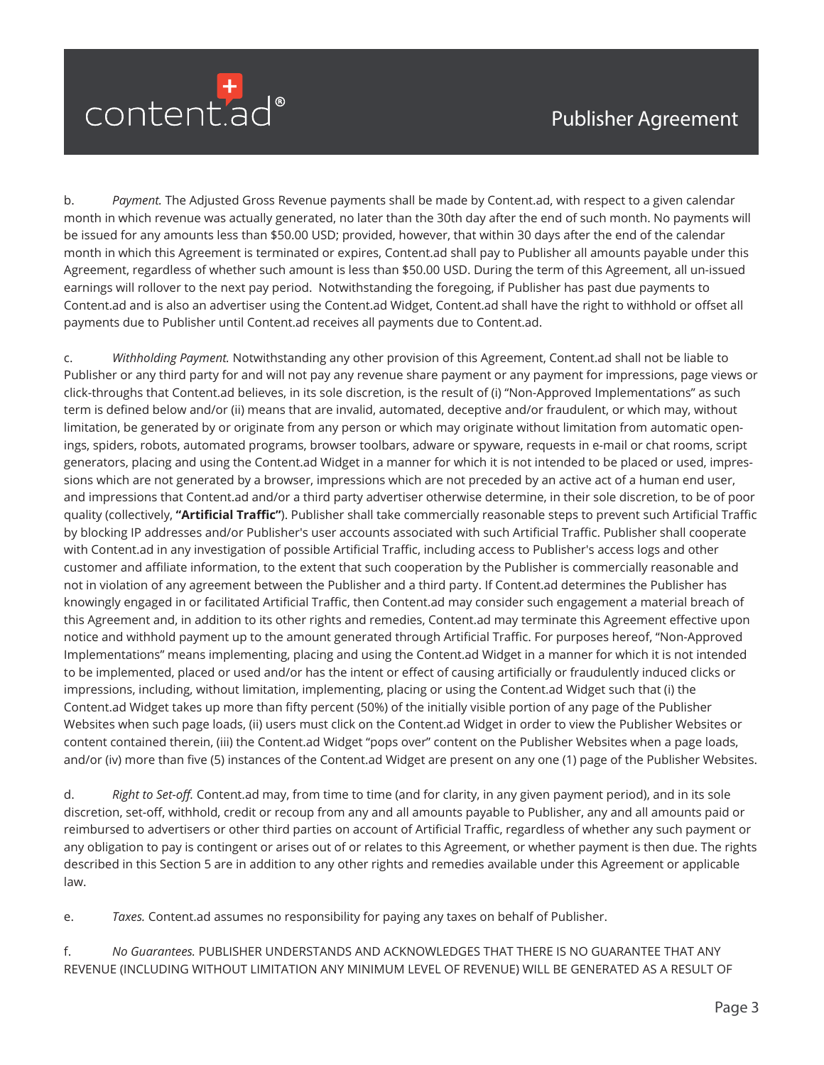b. *Payment.* The Adjusted Gross Revenue payments shall be made by Content.ad, with respect to a given calendar month in which revenue was actually generated, no later than the 30th day after the end of such month. No payments will be issued for any amounts less than $50.00 USD; provided, however, that within 30 days after the end of the calendar month in which this Agreement is terminated or expires, Content.ad shall pay to Publisher all amounts payable under this Agreement, regardless of whether such amount is less than $50.00 USD. During the term of this Agreement, all un-issued earnings will rollover to the next pay period. Notwithstanding the foregoing, if Publisher has past due payments to Content.ad and is also an advertiser using the Content.ad Widget, Content.ad shall have the right to withhold or offset all payments due to Publisher until Content.ad receives all payments due to Content.ad.

c. *Withholding Payment.* Notwithstanding any other provision of this Agreement, Content.ad shall not be liable to Publisher or any third party for and will not pay any revenue share payment or any payment for impressions, page views or click-throughs that Content.ad believes, in its sole discretion, is the result of (i) "Non-Approved Implementations" as such term is defined below and/or (ii) means that are invalid, automated, deceptive and/or fraudulent, or which may, without limitation, be generated by or originate from any person or which may originate without limitation from automatic openings, spiders, robots, automated programs, browser toolbars, adware or spyware, requests in e-mail or chat rooms, script generators, placing and using the Content.ad Widget in a manner for which it is not intended to be placed or used, impressions which are not generated by a browser, impressions which are not preceded by an active act of a human end user, and impressions that Content.ad and/or a third party advertiser otherwise determine, in their sole discretion, to be of poor quality (collectively, **"Artificial Traffic"**). Publisher shall take commercially reasonable steps to prevent such Artificial Traffic by blocking IP addresses and/or Publisher's user accounts associated with such Artificial Traffic. Publisher shall cooperate with Content.ad in any investigation of possible Artificial Traffic, including access to Publisher's access logs and other customer and affiliate information, to the extent that such cooperation by the Publisher is commercially reasonable and not in violation of any agreement between the Publisher and a third party. If Content.ad determines the Publisher has knowingly engaged in or facilitated Artificial Traffic, then Content.ad may consider such engagement a material breach of this Agreement and, in addition to its other rights and remedies, Content.ad may terminate this Agreement effective upon notice and withhold payment up to the amount generated through Artificial Traffic. For purposes hereof, "Non-Approved Implementations" means implementing, placing and using the Content.ad Widget in a manner for which it is not intended to be implemented, placed or used and/or has the intent or effect of causing artificially or fraudulently induced clicks or impressions, including, without limitation, implementing, placing or using the Content.ad Widget such that (i) the Content.ad Widget takes up more than fifty percent (50%) of the initially visible portion of any page of the Publisher Websites when such page loads, (ii) users must click on the Content.ad Widget in order to view the Publisher Websites or content contained therein, (iii) the Content.ad Widget "pops over" content on the Publisher Websites when a page loads, and/or (iv) more than five (5) instances of the Content.ad Widget are present on any one (1) page of the Publisher Websites.

d. *Right to Set-off.* Content.ad may, from time to time (and for clarity, in any given payment period), and in its sole discretion, set-off, withhold, credit or recoup from any and all amounts payable to Publisher, any and all amounts paid or reimbursed to advertisers or other third parties on account of Artificial Traffic, regardless of whether any such payment or any obligation to pay is contingent or arises out of or relates to this Agreement, or whether payment is then due. The rights described in this Section 5 are in addition to any other rights and remedies available under this Agreement or applicable law.

e. *Taxes.* Content.ad assumes no responsibility for paying any taxes on behalf of Publisher.

f. *No Guarantees.* PUBLISHER UNDERSTANDS AND ACKNOWLEDGES THAT THERE IS NO GUARANTEE THAT ANY REVENUE (INCLUDING WITHOUT LIMITATION ANY MINIMUM LEVEL OF REVENUE) WILL BE GENERATED AS A RESULT OF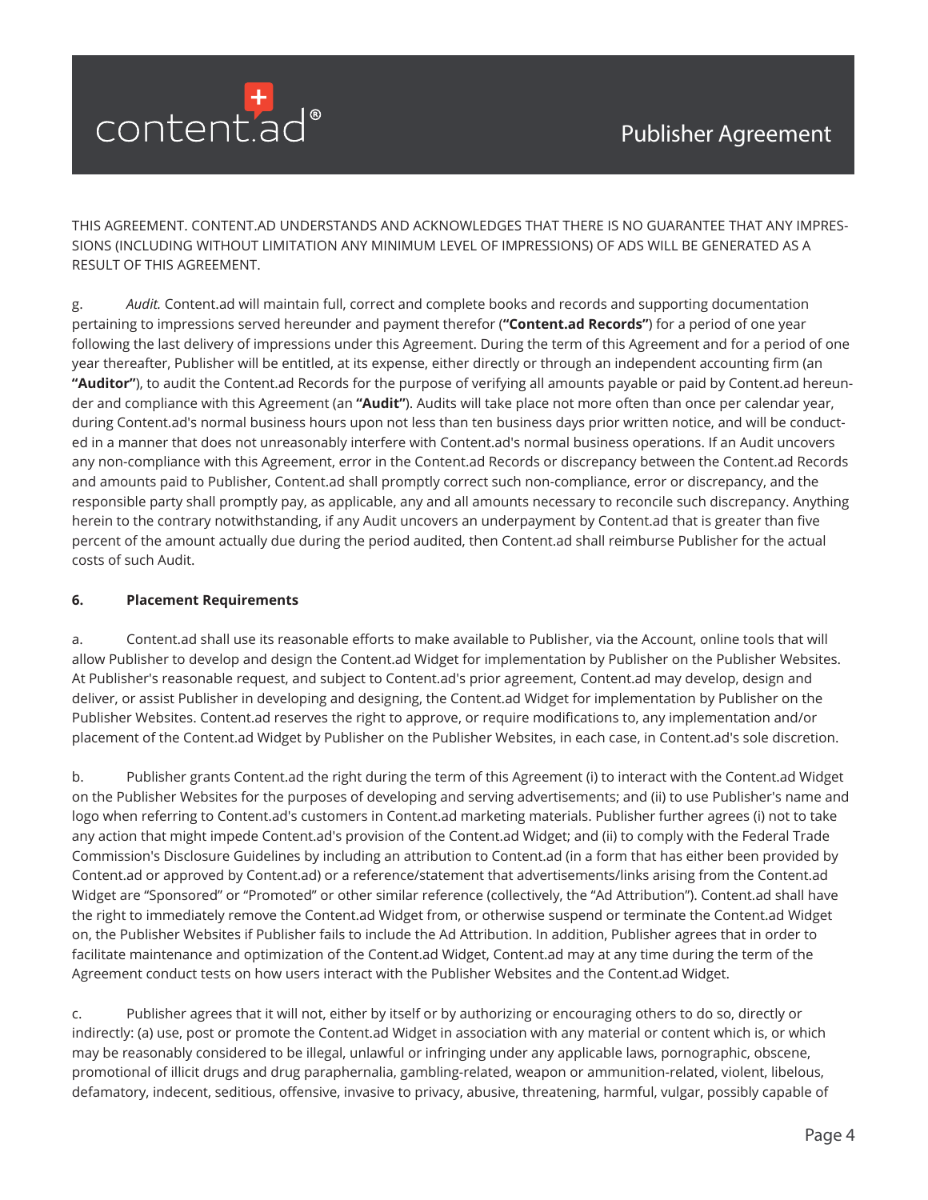THIS AGREEMENT. CONTENT.AD UNDERSTANDS AND ACKNOWLEDGES THAT THERE IS NO GUARANTEE THAT ANY IMPRESSIONS (INCLUDING WITHOUT LIMITATION ANY MINIMUM LEVEL OF IMPRESSIONS) OF ADS WILL BE GENERATED AS A RESULT OF THIS AGREEMENT.

g. *Audit.* Content.ad will maintain full, correct and complete books and records and supporting documentation pertaining to impressions served hereunder and payment therefor (**"Content.ad Records"**) for a period of one year following the last delivery of impressions under this Agreement. During the term of this Agreement and for a period of one year thereafter, Publisher will be entitled, at its expense, either directly or through an independent accounting firm (an **"Auditor"**), to audit the Content.ad Records for the purpose of verifying all amounts payable or paid by Content.ad hereunder and compliance with this Agreement (an **"Audit"**). Audits will take place not more often than once per calendar year, during Content.ad's normal business hours upon not less than ten business days prior written notice, and will be conducted in a manner that does not unreasonably interfere with Content.ad's normal business operations. If an Audit uncovers any non-compliance with this Agreement, error in the Content.ad Records or discrepancy between the Content.ad Records and amounts paid to Publisher, Content.ad shall promptly correct such non-compliance, error or discrepancy, and the responsible party shall promptly pay, as applicable, any and all amounts necessary to reconcile such discrepancy. Anything herein to the contrary notwithstanding, if any Audit uncovers an underpayment by Content.ad that is greater than five percent of the amount actually due during the period audited, then Content.ad shall reimburse Publisher for the actual costs of such Audit.

**6. Placement Requirements**

a. Content.ad shall use its reasonable efforts to make available to Publisher, via the Account, online tools that will allow Publisher to develop and design the Content.ad Widget for implementation by Publisher on the Publisher Websites. At Publisher's reasonable request, and subject to Content.ad's prior agreement, Content.ad may develop, design and deliver, or assist Publisher in developing and designing, the Content.ad Widget for implementation by Publisher on the Publisher Websites. Content.ad reserves the right to approve, or require modifications to, any implementation and/or placement of the Content.ad Widget by Publisher on the Publisher Websites, in each case, in Content.ad's sole discretion.

b. Publisher grants Content.ad the right during the term of this Agreement (i) to interact with the Content.ad Widget on the Publisher Websites for the purposes of developing and serving advertisements; and (ii) to use Publisher's name and logo when referring to Content.ad's customers in Content.ad marketing materials. Publisher further agrees (i) not to take any action that might impede Content.ad's provision of the Content.ad Widget; and (ii) to comply with the Federal Trade Commission's Disclosure Guidelines by including an attribution to Content.ad (in a form that has either been provided by Content.ad or approved by Content.ad) or a reference/statement that advertisements/links arising from the Content.ad Widget are "Sponsored" or "Promoted" or other similar reference (collectively, the "Ad Attribution"). Content.ad shall have the right to immediately remove the Content.ad Widget from, or otherwise suspend or terminate the Content.ad Widget on, the Publisher Websites if Publisher fails to include the Ad Attribution. In addition, Publisher agrees that in order to facilitate maintenance and optimization of the Content.ad Widget, Content.ad may at any time during the term of the Agreement conduct tests on how users interact with the Publisher Websites and the Content.ad Widget.

c. Publisher agrees that it will not, either by itself or by authorizing or encouraging others to do so, directly or indirectly: (a) use, post or promote the Content.ad Widget in association with any material or content which is, or which may be reasonably considered to be illegal, unlawful or infringing under any applicable laws, pornographic, obscene, promotional of illicit drugs and drug paraphernalia, gambling-related, weapon or ammunition-related, violent, libelous, defamatory, indecent, seditious, offensive, invasive to privacy, abusive, threatening, harmful, vulgar, possibly capable of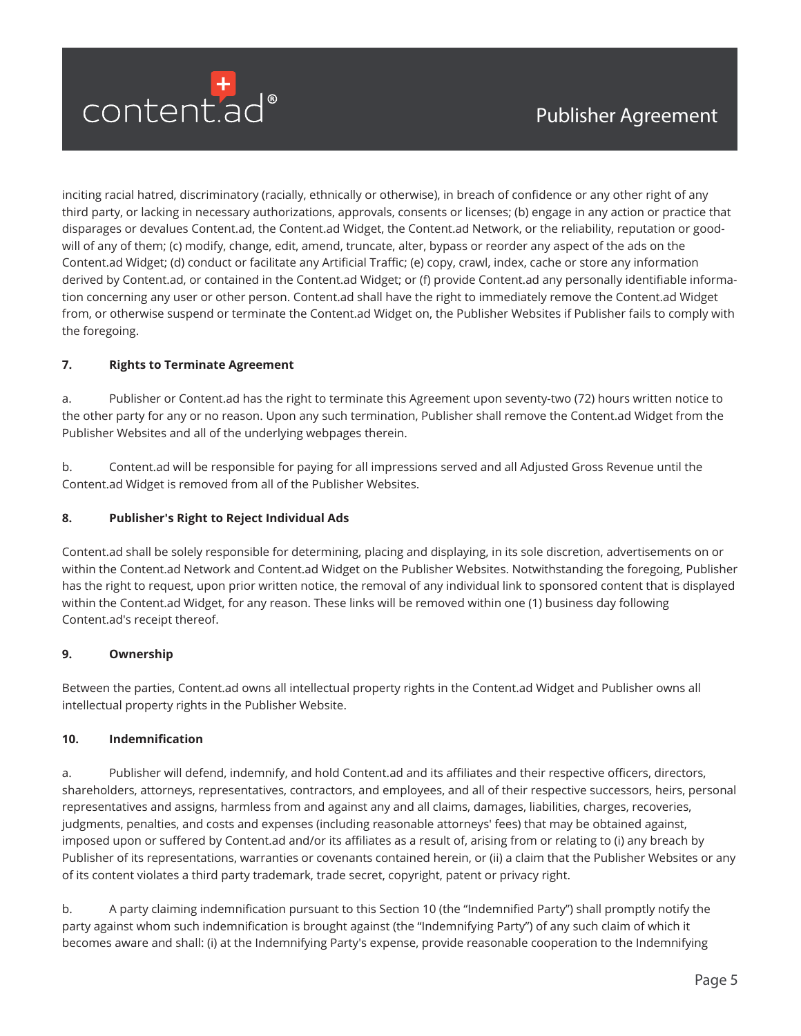inciting racial hatred, discriminatory (racially, ethnically or otherwise), in breach of confidence or any other right of any third party, or lacking in necessary authorizations, approvals, consents or licenses; (b) engage in any action or practice that disparages or devalues Content.ad, the Content.ad Widget, the Content.ad Network, or the reliability, reputation or goodwill of any of them; (c) modify, change, edit, amend, truncate, alter, bypass or reorder any aspect of the ads on the Content.ad Widget; (d) conduct or facilitate any Artificial Traffic; (e) copy, crawl, index, cache or store any information derived by Content.ad, or contained in the Content.ad Widget; or (f) provide Content.ad any personally identifiable information concerning any user or other person. Content.ad shall have the right to immediately remove the Content.ad Widget from, or otherwise suspend or terminate the Content.ad Widget on, the Publisher Websites if Publisher fails to comply with the foregoing.

**7. Rights to Terminate Agreement**

a. Publisher or Content.ad has the right to terminate this Agreement upon seventy-two (72) hours written notice to the other party for any or no reason. Upon any such termination, Publisher shall remove the Content.ad Widget from the Publisher Websites and all of the underlying webpages therein.

b. Content.ad will be responsible for paying for all impressions served and all Adjusted Gross Revenue until the Content.ad Widget is removed from all of the Publisher Websites.

**8. Publisher's Right to Reject Individual Ads**

Content.ad shall be solely responsible for determining, placing and displaying, in its sole discretion, advertisements on or within the Content.ad Network and Content.ad Widget on the Publisher Websites. Notwithstanding the foregoing, Publisher has the right to request, upon prior written notice, the removal of any individual link to sponsored content that is displayed within the Content.ad Widget, for any reason. These links will be removed within one (1) business day following Content.ad's receipt thereof.

**9. Ownership**

Between the parties, Content.ad owns all intellectual property rights in the Content.ad Widget and Publisher owns all intellectual property rights in the Publisher Website.

**10. Indemnification**

a. Publisher will defend, indemnify, and hold Content.ad and its affiliates and their respective officers, directors, shareholders, attorneys, representatives, contractors, and employees, and all of their respective successors, heirs, personal representatives and assigns, harmless from and against any and all claims, damages, liabilities, charges, recoveries, judgments, penalties, and costs and expenses (including reasonable attorneys' fees) that may be obtained against, imposed upon or suffered by Content.ad and/or its affiliates as a result of, arising from or relating to (i) any breach by Publisher of its representations, warranties or covenants contained herein, or (ii) a claim that the Publisher Websites or any of its content violates a third party trademark, trade secret, copyright, patent or privacy right.

b. A party claiming indemnification pursuant to this Section 10 (the "Indemnified Party") shall promptly notify the party against whom such indemnification is brought against (the "Indemnifying Party") of any such claim of which it becomes aware and shall: (i) at the Indemnifying Party's expense, provide reasonable cooperation to the Indemnifying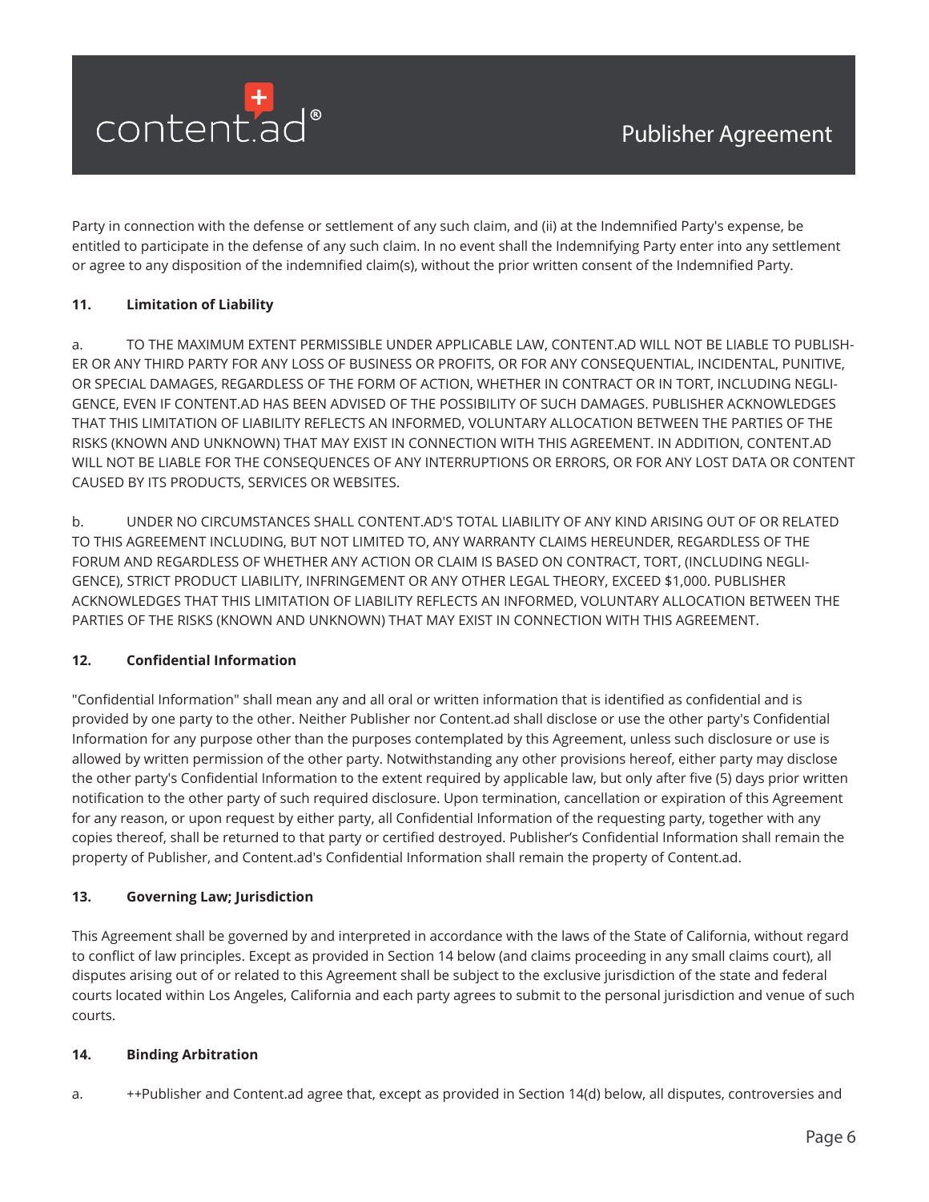Party in connection with the defense or settlement of any such claim, and (ii) at the Indemnified Party's expense, be entitled to participate in the defense of any such claim. In no event shall the Indemnifying Party enter into any settlement or agree to any disposition of the indemnified claim(s), without the prior written consent of the Indemnified Party.

**11. Limitation of Liability**

a. TO THE MAXIMUM EXTENT PERMISSIBLE UNDER APPLICABLE LAW, CONTENT.AD WILL NOT BE LIABLE TO PUBLISHER OR ANY THIRD PARTY FOR ANY LOSS OF BUSINESS OR PROFITS, OR FOR ANY CONSEQUENTIAL, INCIDENTAL, PUNITIVE, OR SPECIAL DAMAGES, REGARDLESS OF THE FORM OF ACTION, WHETHER IN CONTRACT OR IN TORT, INCLUDING NEGLIGENCE, EVEN IF CONTENT.AD HAS BEEN ADVISED OF THE POSSIBILITY OF SUCH DAMAGES. PUBLISHER ACKNOWLEDGES THAT THIS LIMITATION OF LIABILITY REFLECTS AN INFORMED, VOLUNTARY ALLOCATION BETWEEN THE PARTIES OF THE RISKS (KNOWN AND UNKNOWN) THAT MAY EXIST IN CONNECTION WITH THIS AGREEMENT. IN ADDITION, CONTENT.AD WILL NOT BE LIABLE FOR THE CONSEQUENCES OF ANY INTERRUPTIONS OR ERRORS, OR FOR ANY LOST DATA OR CONTENT CAUSED BY ITS PRODUCTS, SERVICES OR WEBSITES.

b. UNDER NO CIRCUMSTANCES SHALL CONTENT.AD'S TOTAL LIABILITY OF ANY KIND ARISING OUT OF OR RELATED TO THIS AGREEMENT INCLUDING, BUT NOT LIMITED TO, ANY WARRANTY CLAIMS HEREUNDER, REGARDLESS OF THE FORUM AND REGARDLESS OF WHETHER ANY ACTION OR CLAIM IS BASED ON CONTRACT, TORT, (INCLUDING NEGLIGENCE), STRICT PRODUCT LIABILITY, INFRINGEMENT OR ANY OTHER LEGAL THEORY, EXCEED $1,000. PUBLISHER ACKNOWLEDGES THAT THIS LIMITATION OF LIABILITY REFLECTS AN INFORMED, VOLUNTARY ALLOCATION BETWEEN THE PARTIES OF THE RISKS (KNOWN AND UNKNOWN) THAT MAY EXIST IN CONNECTION WITH THIS AGREEMENT.

**12. Confidential Information**

"Confidential Information" shall mean any and all oral or written information that is identified as confidential and is provided by one party to the other. Neither Publisher nor Content.ad shall disclose or use the other party's Confidential Information for any purpose other than the purposes contemplated by this Agreement, unless such disclosure or use is allowed by written permission of the other party. Notwithstanding any other provisions hereof, either party may disclose the other party's Confidential Information to the extent required by applicable law, but only after five (5) days prior written notification to the other party of such required disclosure. Upon termination, cancellation or expiration of this Agreement for any reason, or upon request by either party, all Confidential Information of the requesting party, together with any copies thereof, shall be returned to that party or certified destroyed. Publisher's Confidential Information shall remain the property of Publisher, and Content.ad's Confidential Information shall remain the property of Content.ad.

**13. Governing Law; Jurisdiction**

This Agreement shall be governed by and interpreted in accordance with the laws of the State of California, without regard to conflict of law principles. Except as provided in Section 14 below (and claims proceeding in any small claims court), all disputes arising out of or related to this Agreement shall be subject to the exclusive jurisdiction of the state and federal courts located within Los Angeles, California and each party agrees to submit to the personal jurisdiction and venue of such courts.

**14. Binding Arbitration**

a. ++Publisher and Content.ad agree that, except as provided in Section 14(d) below, all disputes, controversies and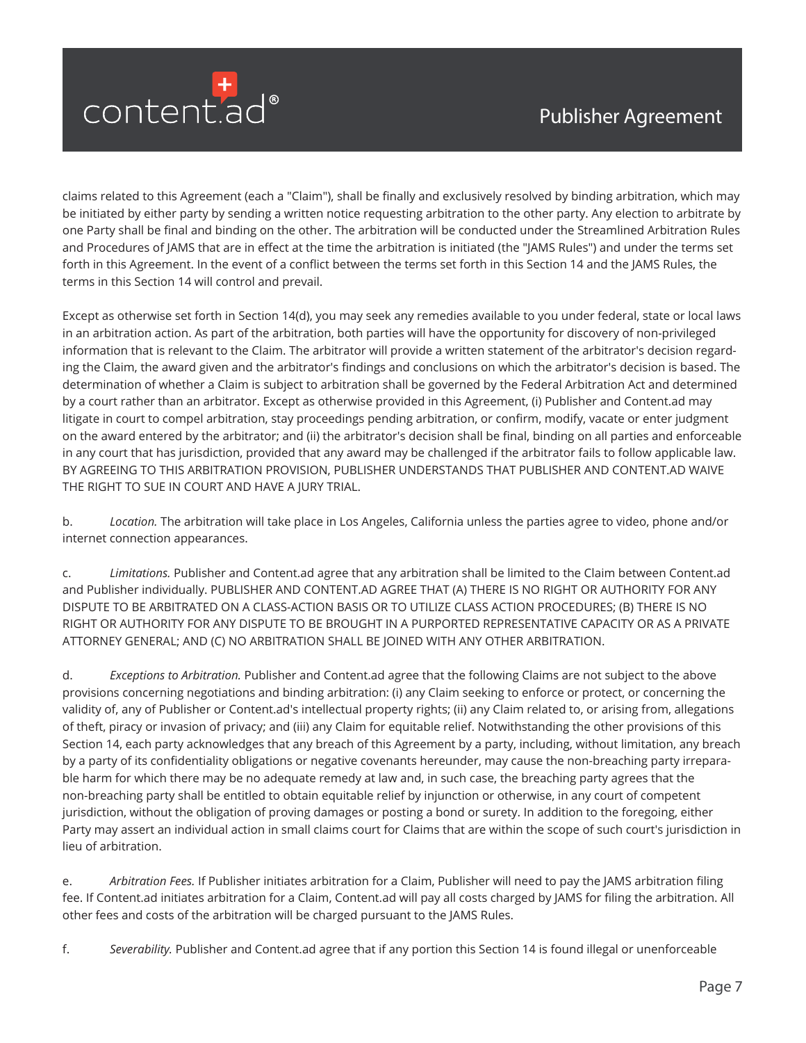claims related to this Agreement (each a "Claim"), shall be finally and exclusively resolved by binding arbitration, which may be initiated by either party by sending a written notice requesting arbitration to the other party. Any election to arbitrate by one Party shall be final and binding on the other. The arbitration will be conducted under the Streamlined Arbitration Rules and Procedures of JAMS that are in effect at the time the arbitration is initiated (the "JAMS Rules") and under the terms set forth in this Agreement. In the event of a conflict between the terms set forth in this Section 14 and the JAMS Rules, the terms in this Section 14 will control and prevail.

Except as otherwise set forth in Section 14(d), you may seek any remedies available to you under federal, state or local laws in an arbitration action. As part of the arbitration, both parties will have the opportunity for discovery of non-privileged information that is relevant to the Claim. The arbitrator will provide a written statement of the arbitrator's decision regarding the Claim, the award given and the arbitrator's findings and conclusions on which the arbitrator's decision is based. The determination of whether a Claim is subject to arbitration shall be governed by the Federal Arbitration Act and determined by a court rather than an arbitrator. Except as otherwise provided in this Agreement, (i) Publisher and Content.ad may litigate in court to compel arbitration, stay proceedings pending arbitration, or confirm, modify, vacate or enter judgment on the award entered by the arbitrator; and (ii) the arbitrator's decision shall be final, binding on all parties and enforceable in any court that has jurisdiction, provided that any award may be challenged if the arbitrator fails to follow applicable law. BY AGREEING TO THIS ARBITRATION PROVISION, PUBLISHER UNDERSTANDS THAT PUBLISHER AND CONTENT.AD WAIVE THE RIGHT TO SUE IN COURT AND HAVE A JURY TRIAL.

b. *Location.* The arbitration will take place in Los Angeles, California unless the parties agree to video, phone and/or internet connection appearances.

c. *Limitations.* Publisher and Content.ad agree that any arbitration shall be limited to the Claim between Content.ad and Publisher individually. PUBLISHER AND CONTENT.AD AGREE THAT (A) THERE IS NO RIGHT OR AUTHORITY FOR ANY DISPUTE TO BE ARBITRATED ON A CLASS-ACTION BASIS OR TO UTILIZE CLASS ACTION PROCEDURES; (B) THERE IS NO RIGHT OR AUTHORITY FOR ANY DISPUTE TO BE BROUGHT IN A PURPORTED REPRESENTATIVE CAPACITY OR AS A PRIVATE ATTORNEY GENERAL; AND (C) NO ARBITRATION SHALL BE JOINED WITH ANY OTHER ARBITRATION.

d. *Exceptions to Arbitration.* Publisher and Content.ad agree that the following Claims are not subject to the above provisions concerning negotiations and binding arbitration: (i) any Claim seeking to enforce or protect, or concerning the validity of, any of Publisher or Content.ad's intellectual property rights; (ii) any Claim related to, or arising from, allegations of theft, piracy or invasion of privacy; and (iii) any Claim for equitable relief. Notwithstanding the other provisions of this Section 14, each party acknowledges that any breach of this Agreement by a party, including, without limitation, any breach by a party of its confidentiality obligations or negative covenants hereunder, may cause the non-breaching party irreparable harm for which there may be no adequate remedy at law and, in such case, the breaching party agrees that the non-breaching party shall be entitled to obtain equitable relief by injunction or otherwise, in any court of competent jurisdiction, without the obligation of proving damages or posting a bond or surety. In addition to the foregoing, either Party may assert an individual action in small claims court for Claims that are within the scope of such court's jurisdiction in lieu of arbitration.

e. *Arbitration Fees.* If Publisher initiates arbitration for a Claim, Publisher will need to pay the JAMS arbitration filing fee. If Content.ad initiates arbitration for a Claim, Content.ad will pay all costs charged by JAMS for filing the arbitration. All other fees and costs of the arbitration will be charged pursuant to the JAMS Rules.

f. *Severability.* Publisher and Content.ad agree that if any portion this Section 14 is found illegal or unenforceable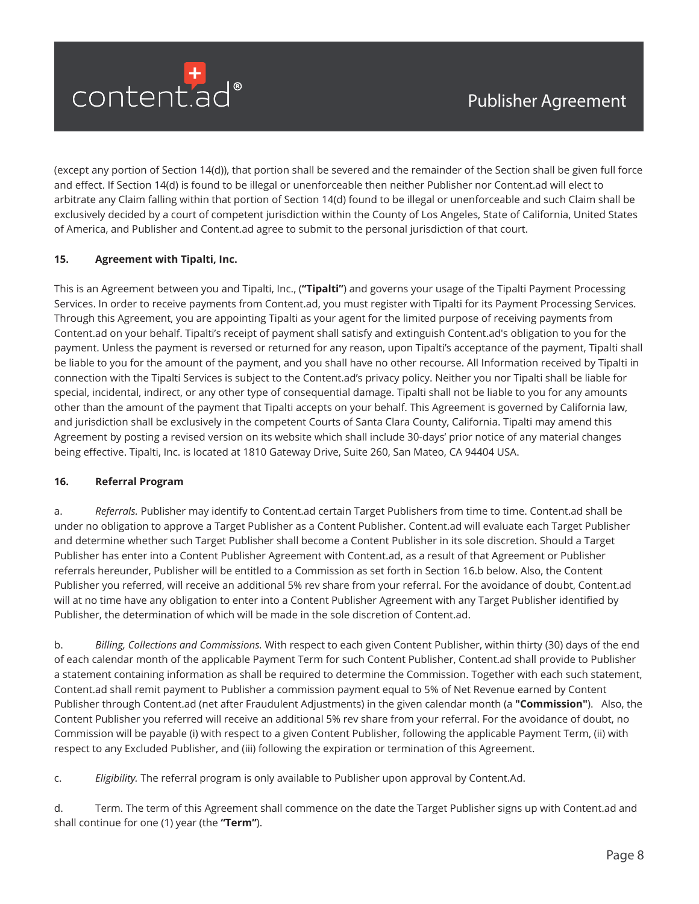(except any portion of Section 14(d)), that portion shall be severed and the remainder of the Section shall be given full force and effect. If Section 14(d) is found to be illegal or unenforceable then neither Publisher nor Content.ad will elect to arbitrate any Claim falling within that portion of Section 14(d) found to be illegal or unenforceable and such Claim shall be exclusively decided by a court of competent jurisdiction within the County of Los Angeles, State of California, United States of America, and Publisher and Content.ad agree to submit to the personal jurisdiction of that court.

**15. Agreement with Tipalti, Inc.**

This is an Agreement between you and Tipalti, Inc., (**"Tipalti"**) and governs your usage of the Tipalti Payment Processing Services. In order to receive payments from Content.ad, you must register with Tipalti for its Payment Processing Services. Through this Agreement, you are appointing Tipalti as your agent for the limited purpose of receiving payments from Content.ad on your behalf. Tipalti's receipt of payment shall satisfy and extinguish Content.ad's obligation to you for the payment. Unless the payment is reversed or returned for any reason, upon Tipalti's acceptance of the payment, Tipalti shall be liable to you for the amount of the payment, and you shall have no other recourse. All Information received by Tipalti in connection with the Tipalti Services is subject to the Content.ad's privacy policy. Neither you nor Tipalti shall be liable for special, incidental, indirect, or any other type of consequential damage. Tipalti shall not be liable to you for any amounts other than the amount of the payment that Tipalti accepts on your behalf. This Agreement is governed by California law, and jurisdiction shall be exclusively in the competent Courts of Santa Clara County, California. Tipalti may amend this Agreement by posting a revised version on its website which shall include 30-days' prior notice of any material changes being effective. Tipalti, Inc. is located at 1810 Gateway Drive, Suite 260, San Mateo, CA 94404 USA.

**16. Referral Program**

a. *Referrals.* Publisher may identify to Content.ad certain Target Publishers from time to time. Content.ad shall be under no obligation to approve a Target Publisher as a Content Publisher. Content.ad will evaluate each Target Publisher and determine whether such Target Publisher shall become a Content Publisher in its sole discretion. Should a Target Publisher has enter into a Content Publisher Agreement with Content.ad, as a result of that Agreement or Publisher referrals hereunder, Publisher will be entitled to a Commission as set forth in Section 16.b below. Also, the Content Publisher you referred, will receive an additional 5% rev share from your referral. For the avoidance of doubt, Content.ad will at no time have any obligation to enter into a Content Publisher Agreement with any Target Publisher identified by Publisher, the determination of which will be made in the sole discretion of Content.ad.

b. *Billing, Collections and Commissions.* With respect to each given Content Publisher, within thirty (30) days of the end of each calendar month of the applicable Payment Term for such Content Publisher, Content.ad shall provide to Publisher a statement containing information as shall be required to determine the Commission. Together with each such statement, Content.ad shall remit payment to Publisher a commission payment equal to 5% of Net Revenue earned by Content Publisher through Content.ad (net after Fraudulent Adjustments) in the given calendar month (a **"Commission"**). Also, the Content Publisher you referred will receive an additional 5% rev share from your referral. For the avoidance of doubt, no Commission will be payable (i) with respect to a given Content Publisher, following the applicable Payment Term, (ii) with respect to any Excluded Publisher, and (iii) following the expiration or termination of this Agreement.

c. *Eligibility.* The referral program is only available to Publisher upon approval by Content.Ad.

d. Term. The term of this Agreement shall commence on the date the Target Publisher signs up with Content.ad and shall continue for one (1) year (the **"Term"**).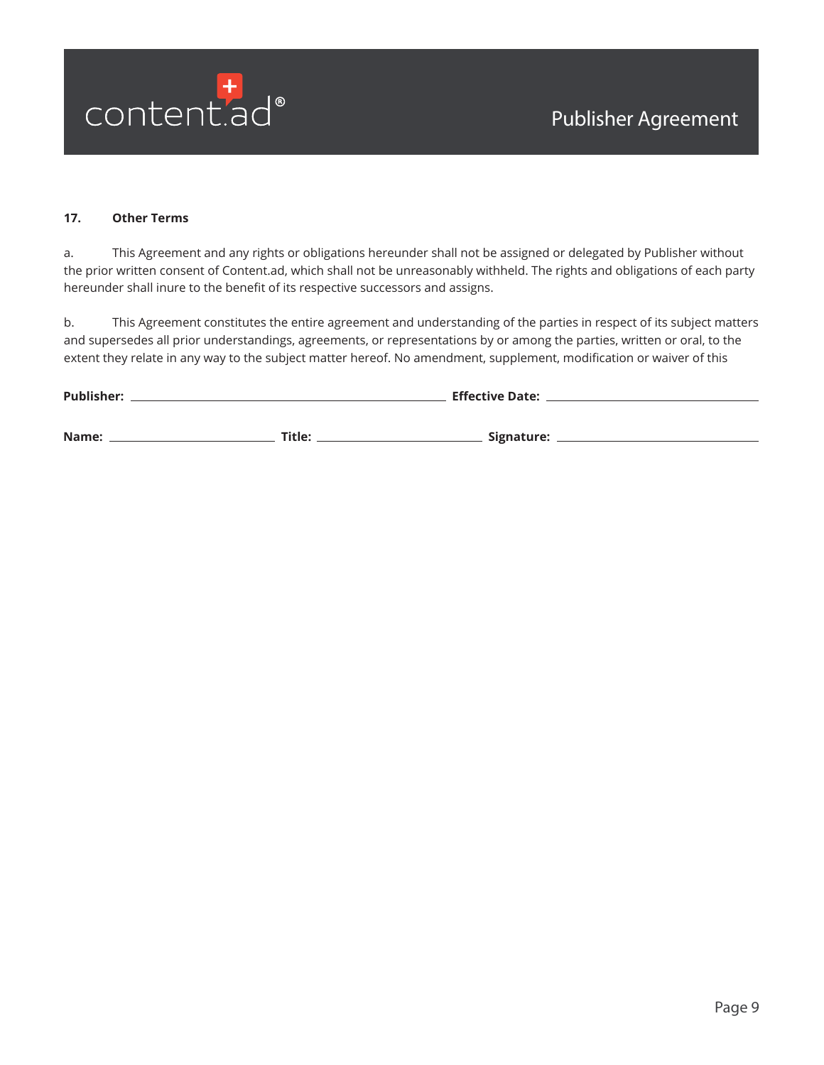**17. Other Terms**

a. This Agreement and any rights or obligations hereunder shall not be assigned or delegated by Publisher without the prior written consent of Content.ad, which shall not be unreasonably withheld. The rights and obligations of each party hereunder shall inure to the benefit of its respective successors and assigns.

b. This Agreement constitutes the entire agreement and understanding of the parties in respect of its subject matters and supersedes all prior understandings, agreements, or representations by or among the parties, written or oral, to the extent they relate in any way to the subject matter hereof. No amendment, supplement, modification or waiver of this

**Publisher:** ______________________________ **Effective Date:** ______________________

**Name:** ____________________ **Title:** ____________________ **Signature:** ______________________